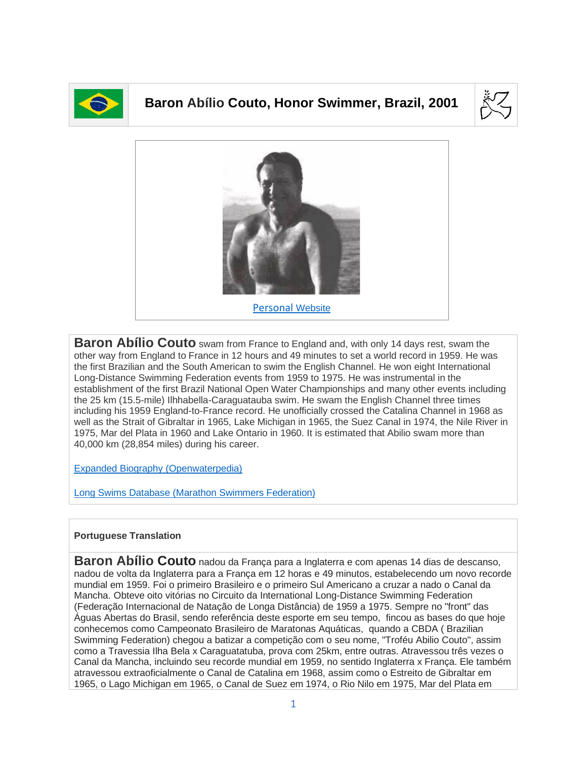# Baron Abílio Couto, Honor Swimmer, Brazil, 2001

Personal Website

**Baron Abílio Couto** swam from France to England and, with only 14 days rest, swam the other way from England to France in 12 hours and 49 minutes to set a world record in 1959. He was the first Brazilian and the South American to swim the English Channel. He won eight International Long-Distance Swimming Federation events from 1959 to 1975. He was instrumental in the establishment of the first Brazil National Open Water Championships and many other events including the 25 km (15.5-mile) Ilhhabella-Caraguatauba swim. He swam the English Channel three times including his 1959 England-to-France record. He unofficially crossed the Catalina Channel in 1968 as well as the Strait of Gibraltar in 1965, Lake Michigan in 1965, the Suez Canal in 1974, the Nile River in 1975, Mar del Plata in 1960 and Lake Ontario in 1960. It is estimated that Abilio swam more than 40,000 km (28,854 miles) during his career.

Expanded Biography (Openwaterpedia)

Long Swims Database (Marathon Swimmers Federation)

**Portuguese Translation**

**Baron Abílio Couto** nadou da França para a Inglaterra e com apenas 14 dias de descanso, nadou de volta da Inglaterra para a França em 12 horas e 49 minutos, estabelecendo um novo recorde mundial em 1959. Foi o primeiro Brasileiro e o primeiro Sul Americano a cruzar a nado o Canal da Mancha. Obteve oito vitórias no Circuito da International Long-Distance Swimming Federation (Federação Internacional de Natação de Longa Distância) de 1959 a 1975. Sempre no "front" das Águas Abertas do Brasil, sendo referência deste esporte em seu tempo, fincou as bases do que hoje conhecemos como Campeonato Brasileiro de Maratonas Aquáticas, quando a CBDA ( Brazilian Swimming Federation) chegou a batizar a competição com o seu nome, "Troféu Abilio Couto", assim como a Travessia Ilha Bela x Caraguatatuba, prova com 25km, entre outras. Atravessou três vezes o Canal da Mancha, incluindo seu recorde mundial em 1959, no sentido Inglaterra x França. Ele também atravessou extraoficialmente o Canal de Catalina em 1968, assim como o Estreito de Gibraltar em 1965, o Lago Michigan em 1965, o Canal de Suez em 1974, o Rio Nilo em 1975, Mar del Plata em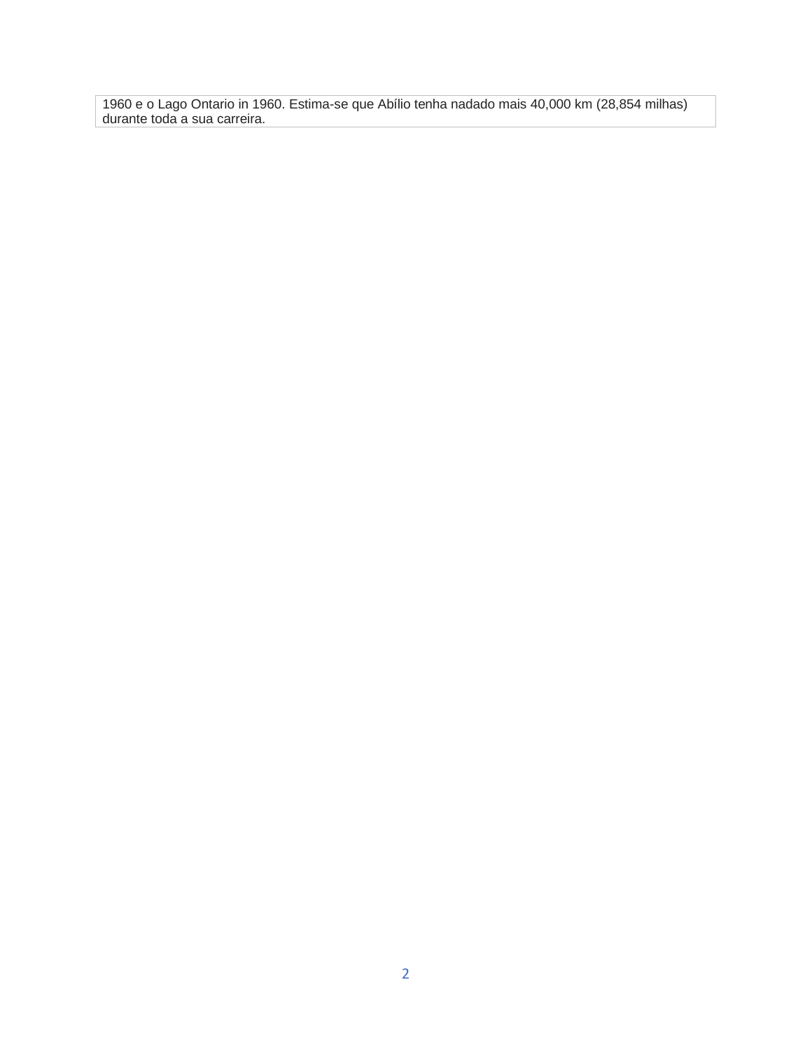| |
|---|
| 1960 e o Lago Ontario in 1960. Estima-se que Abílio tenha nadado mais 40,000 km (28,854 milhas) durante toda a sua carreira. |